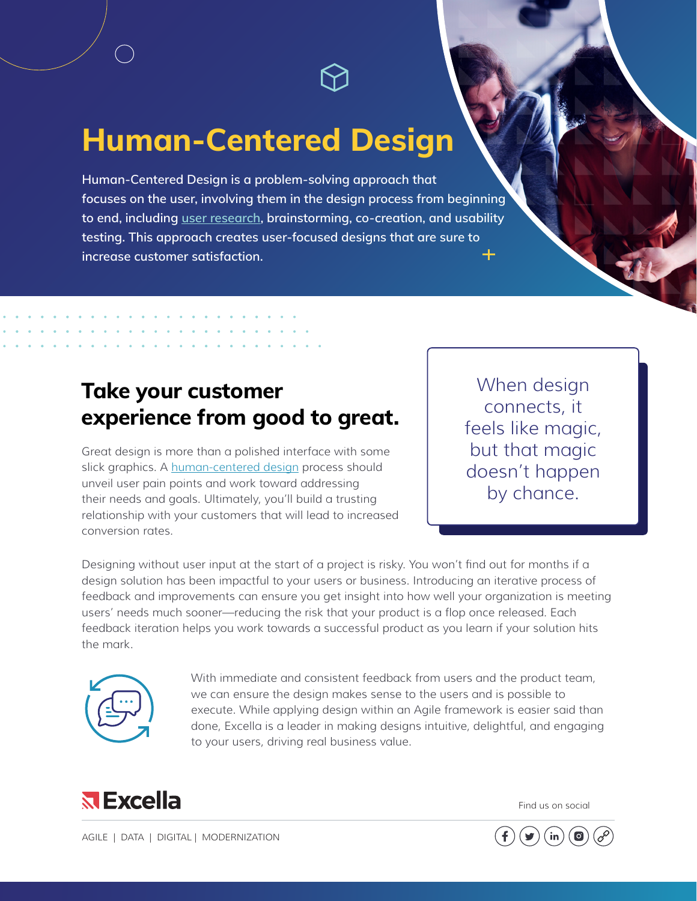# Human-Centered Design

**Human-Centered Design is a problem-solving approach that focuses on the user, involving them in the design process from beginning to end, including user research, brainstorming, co-creation, and usability testing. This approach creates user-focused designs that are sure to increase customer satisfaction.**

## Take your customer experience from good to great.

Great design is more than a polished interface with some slick graphics. A human-centered design process should unveil user pain points and work toward addressing their needs and goals. Ultimately, you'll build a trusting relationship with your customers that will lead to increased conversion rates.

> When design connects, it feels like magic, but that magic doesn't happen by chance.

Designing without user input at the start of a project is risky. You won't find out for months if a design solution has been impactful to your users or business. Introducing an iterative process of feedback and improvements can ensure you get insight into how well your organization is meeting users' needs much sooner—reducing the risk that your product is a flop once released. Each feedback iteration helps you work towards a successful product as you learn if your solution hits the mark.

With immediate and consistent feedback from users and the product team, we can ensure the design makes sense to the users and is possible to execute. While applying design within an Agile framework is easier said than done, Excella is a leader in making designs intuitive, delightful, and engaging to your users, driving real business value.

**Excella**

AGILE | DATA | DIGITAL | MODERNIZATION

Find us on social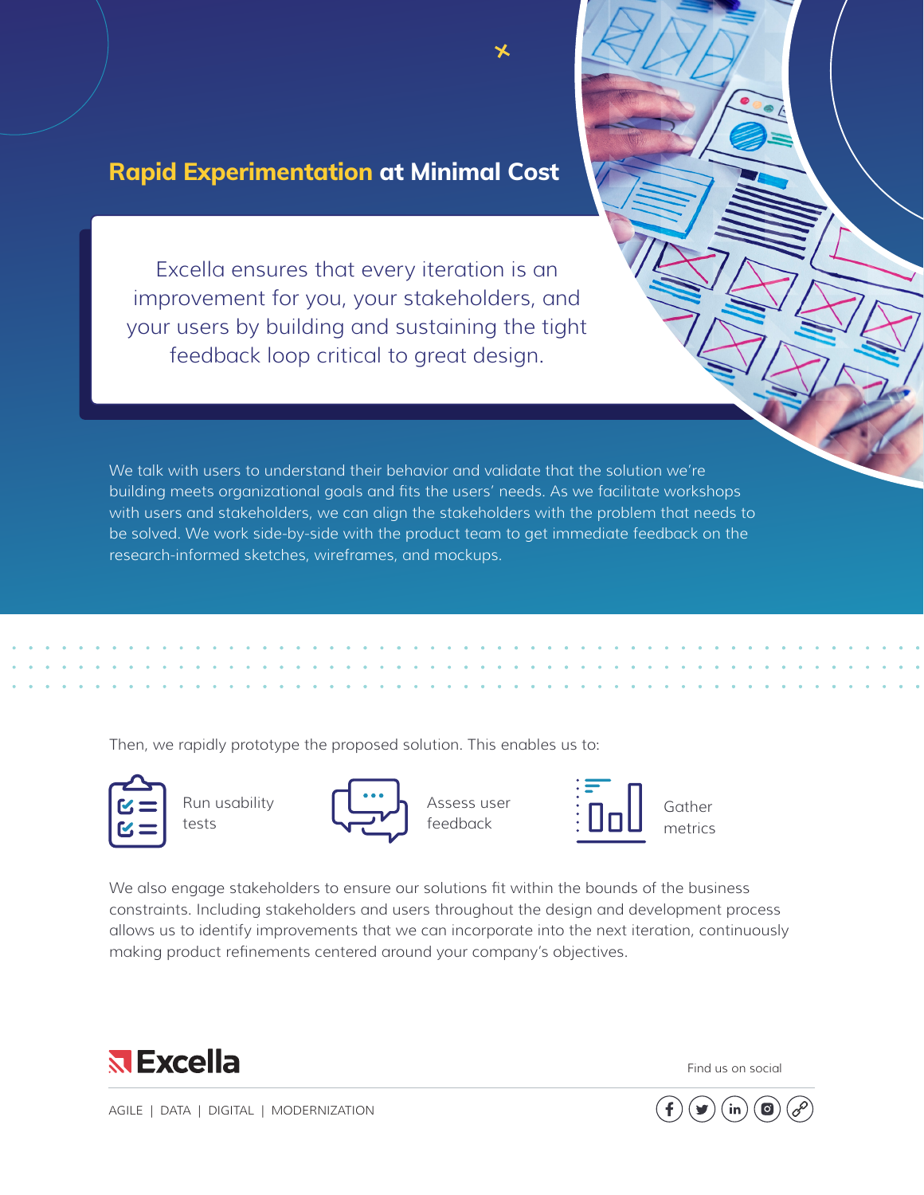## Rapid Experimentation at Minimal Cost

Excella ensures that every iteration is an improvement for you, your stakeholders, and your users by building and sustaining the tight feedback loop critical to great design.

We talk with users to understand their behavior and validate that the solution we're building meets organizational goals and fits the users' needs. As we facilitate workshops with users and stakeholders, we can align the stakeholders with the problem that needs to be solved. We work side-by-side with the product team to get immediate feedback on the research-informed sketches, wireframes, and mockups.

Then, we rapidly prototype the proposed solution. This enables us to:

- Run usability tests
- Assess user feedback
- Gather metrics

We also engage stakeholders to ensure our solutions fit within the bounds of the business constraints. Including stakeholders and users throughout the design and development process allows us to identify improvements that we can incorporate into the next iteration, continuously making product refinements centered around your company's objectives.

**Excella**

AGILE | DATA | DIGITAL | MODERNIZATION

Find us on social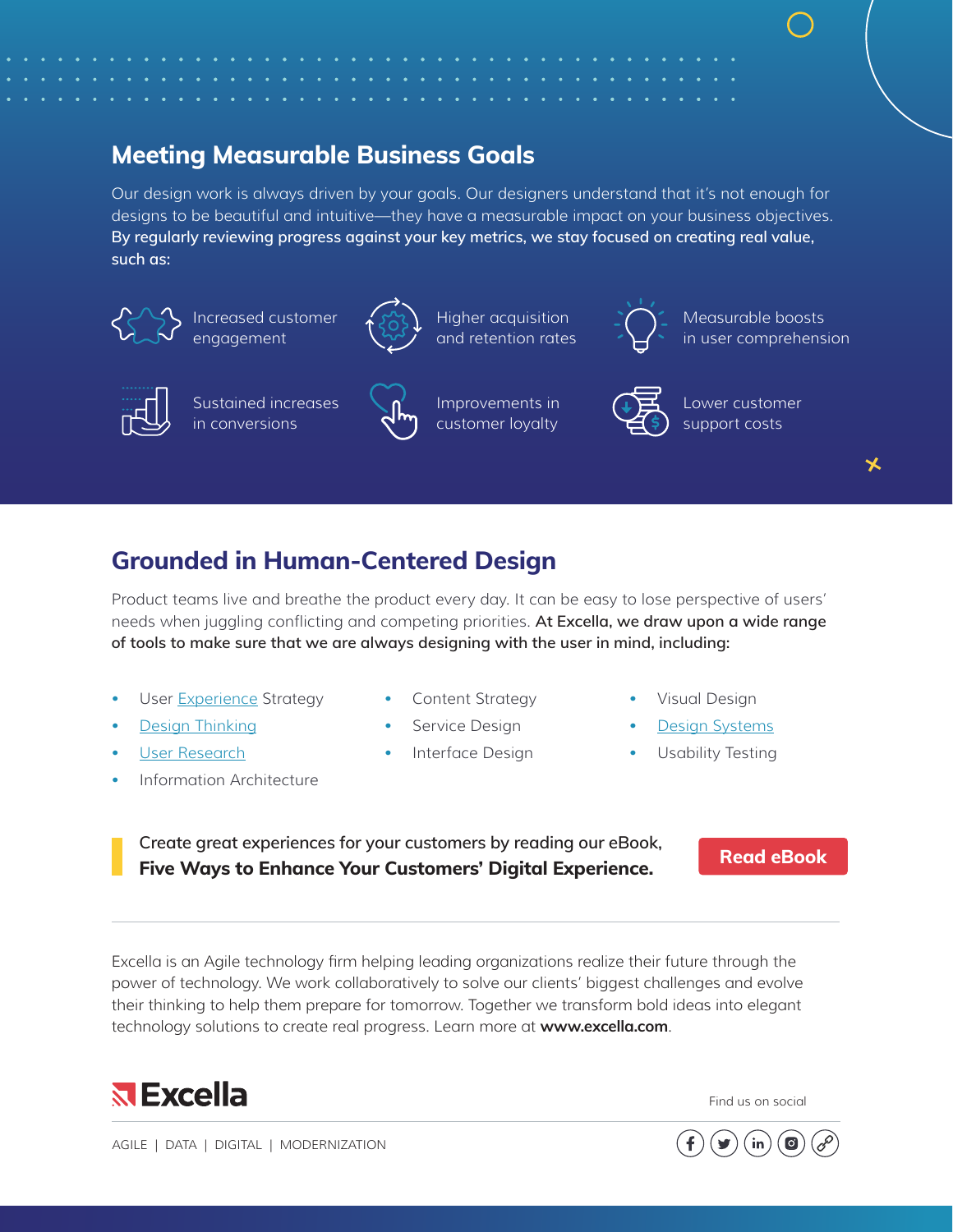## Meeting Measurable Business Goals

Our design work is always driven by your goals. Our designers understand that it's not enough for designs to be beautiful and intuitive—they have a measurable impact on your business objectives. **By regularly reviewing progress against your key metrics, we stay focused on creating real value, such as:**

- Increased customer engagement
- Higher acquisition and retention rates
- Measurable boosts in user comprehension
- Sustained increases in conversions
- Improvements in customer loyalty
- Lower customer support costs

## Grounded in Human-Centered Design

Product teams live and breathe the product every day. It can be easy to lose perspective of users' needs when juggling conflicting and competing priorities. **At Excella, we draw upon a wide range of tools to make sure that we are always designing with the user in mind, including:**

- User Experience Strategy
- Design Thinking
- User Research
- Information Architecture
- Content Strategy
- Service Design
- Interface Design
- Visual Design
- Design Systems
- Usability Testing

Create great experiences for your customers by reading our eBook, **Five Ways to Enhance Your Customers' Digital Experience.**

**Read eBook**

---

Excella is an Agile technology firm helping leading organizations realize their future through the power of technology. We work collaboratively to solve our clients' biggest challenges and evolve their thinking to help them prepare for tomorrow. Together we transform bold ideas into elegant technology solutions to create real progress. Learn more at **www.excella.com**.

**Excella**

AGILE | DATA | DIGITAL | MODERNIZATION

Find us on social